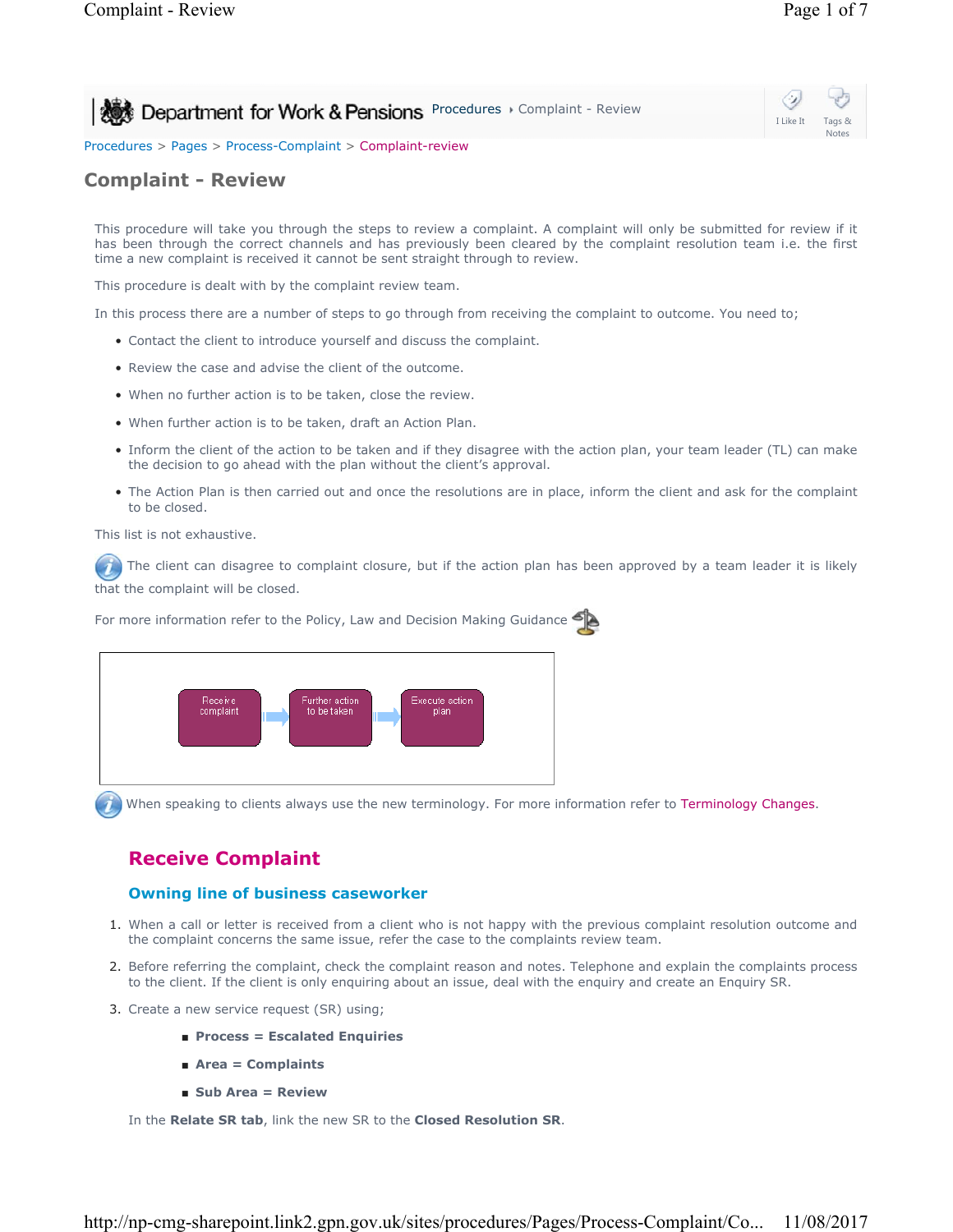Department for Work & Pensions Procedures › Complaint - Review

Procedures > Pages > Process-Complaint > Complaint-review

# Complaint - Review

This procedure will take you through the steps to review a complaint. A complaint will only be submitted for review if it has been through the correct channels and has previously been cleared by the complaint resolution team i.e. the first time a new complaint is received it cannot be sent straight through to review.

This procedure is dealt with by the complaint review team.

In this process there are a number of steps to go through from receiving the complaint to outcome. You need to;

- Contact the client to introduce yourself and discuss the complaint.
- Review the case and advise the client of the outcome.
- When no further action is to be taken, close the review.
- When further action is to be taken, draft an Action Plan.
- Inform the client of the action to be taken and if they disagree with the action plan, your team leader (TL) can make the decision to go ahead with the plan without the client's approval.
- The Action Plan is then carried out and once the resolutions are in place, inform the client and ask for the complaint to be closed.

This list is not exhaustive.

The client can disagree to complaint closure, but if the action plan has been approved by a team leader it is likely that the complaint will be closed.

For more information refer to the Policy, Law and Decision Making Guidance

Receive complaint → Further action to be taken → Execute action plan

When speaking to clients always use the new terminology. For more information refer to Terminology Changes.

## Receive Complaint

### Owning line of business caseworker

1. When a call or letter is received from a client who is not happy with the previous complaint resolution outcome and the complaint concerns the same issue, refer the case to the complaints review team.
2. Before referring the complaint, check the complaint reason and notes. Telephone and explain the complaints process to the client. If the client is only enquiring about an issue, deal with the enquiry and create an Enquiry SR.
3. Create a new service request (SR) using;
   - **Process = Escalated Enquiries**
   - **Area = Complaints**
   - **Sub Area = Review**

   In the **Relate SR tab**, link the new SR to the **Closed Resolution SR**.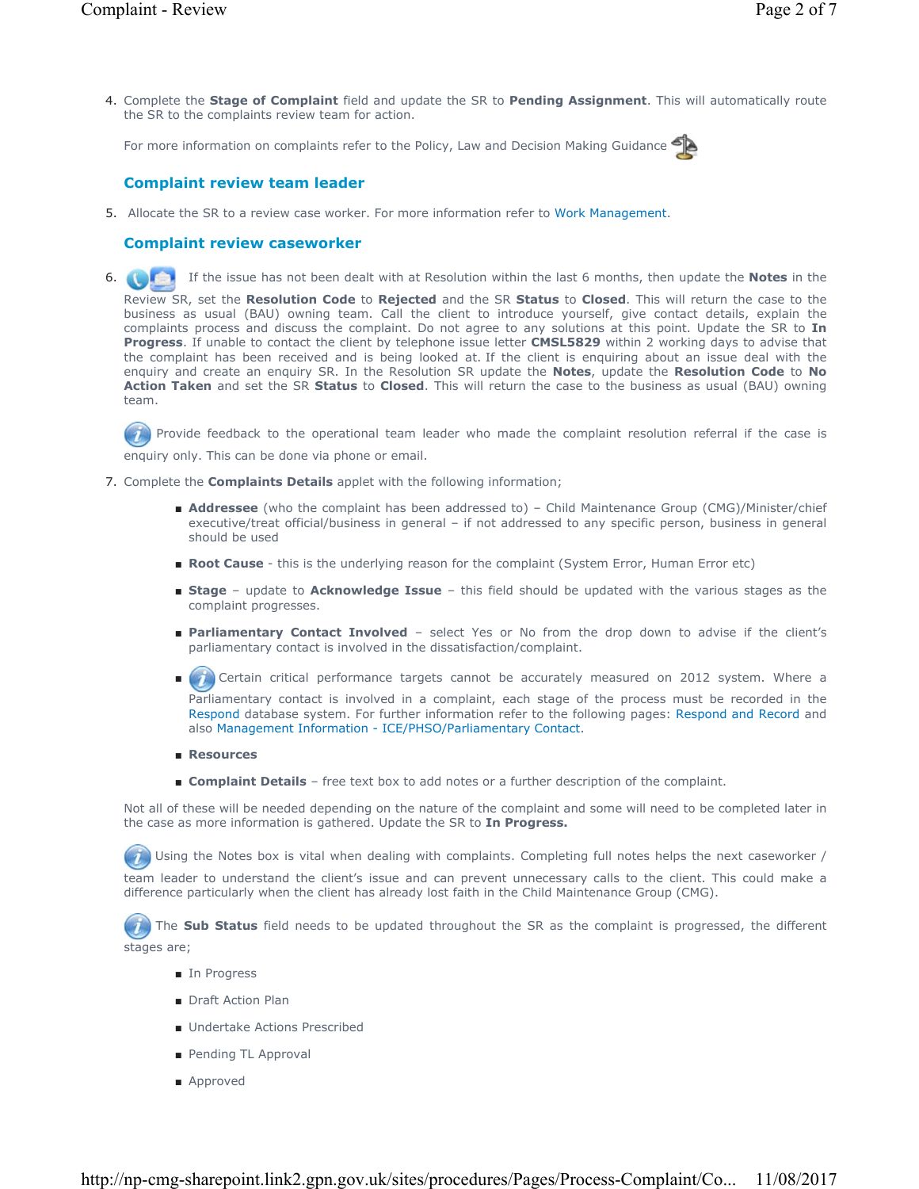4. Complete the **Stage of Complaint** field and update the SR to **Pending Assignment**. This will automatically route the SR to the complaints review team for action.

   For more information on complaints refer to the Policy, Law and Decision Making Guidance

### Complaint review team leader

5. Allocate the SR to a review case worker. For more information refer to Work Management.

### Complaint review caseworker

6. If the issue has not been dealt with at Resolution within the last 6 months, then update the **Notes** in the Review SR, set the **Resolution Code** to **Rejected** and the SR **Status** to **Closed**. This will return the case to the business as usual (BAU) owning team. Call the client to introduce yourself, give contact details, explain the complaints process and discuss the complaint. Do not agree to any solutions at this point. Update the SR to **In Progress**. If unable to contact the client by telephone issue letter **CMSL5829** within 2 working days to advise that the complaint has been received and is being looked at. If the client is enquiring about an issue deal with the enquiry and create an enquiry SR. In the Resolution SR update the **Notes**, update the **Resolution Code** to **No Action Taken** and set the SR **Status** to **Closed**. This will return the case to the business as usual (BAU) owning team.

   Provide feedback to the operational team leader who made the complaint resolution referral if the case is enquiry only. This can be done via phone or email.

7. Complete the **Complaints Details** applet with the following information;

   - **Addressee** (who the complaint has been addressed to) – Child Maintenance Group (CMG)/Minister/chief executive/treat official/business in general – if not addressed to any specific person, business in general should be used
   - **Root Cause** - this is the underlying reason for the complaint (System Error, Human Error etc)
   - **Stage** – update to **Acknowledge Issue** – this field should be updated with the various stages as the complaint progresses.
   - **Parliamentary Contact Involved** – select Yes or No from the drop down to advise if the client's parliamentary contact is involved in the dissatisfaction/complaint.
   - Certain critical performance targets cannot be accurately measured on 2012 system. Where a Parliamentary contact is involved in a complaint, each stage of the process must be recorded in the Respond database system. For further information refer to the following pages: Respond and Record and also Management Information - ICE/PHSO/Parliamentary Contact.
   - **Resources**
   - **Complaint Details** – free text box to add notes or a further description of the complaint.

   Not all of these will be needed depending on the nature of the complaint and some will need to be completed later in the case as more information is gathered. Update the SR to **In Progress.**

   Using the Notes box is vital when dealing with complaints. Completing full notes helps the next caseworker / team leader to understand the client's issue and can prevent unnecessary calls to the client. This could make a difference particularly when the client has already lost faith in the Child Maintenance Group (CMG).

   The **Sub Status** field needs to be updated throughout the SR as the complaint is progressed, the different stages are;

   - In Progress
   - Draft Action Plan
   - Undertake Actions Prescribed
   - Pending TL Approval
   - Approved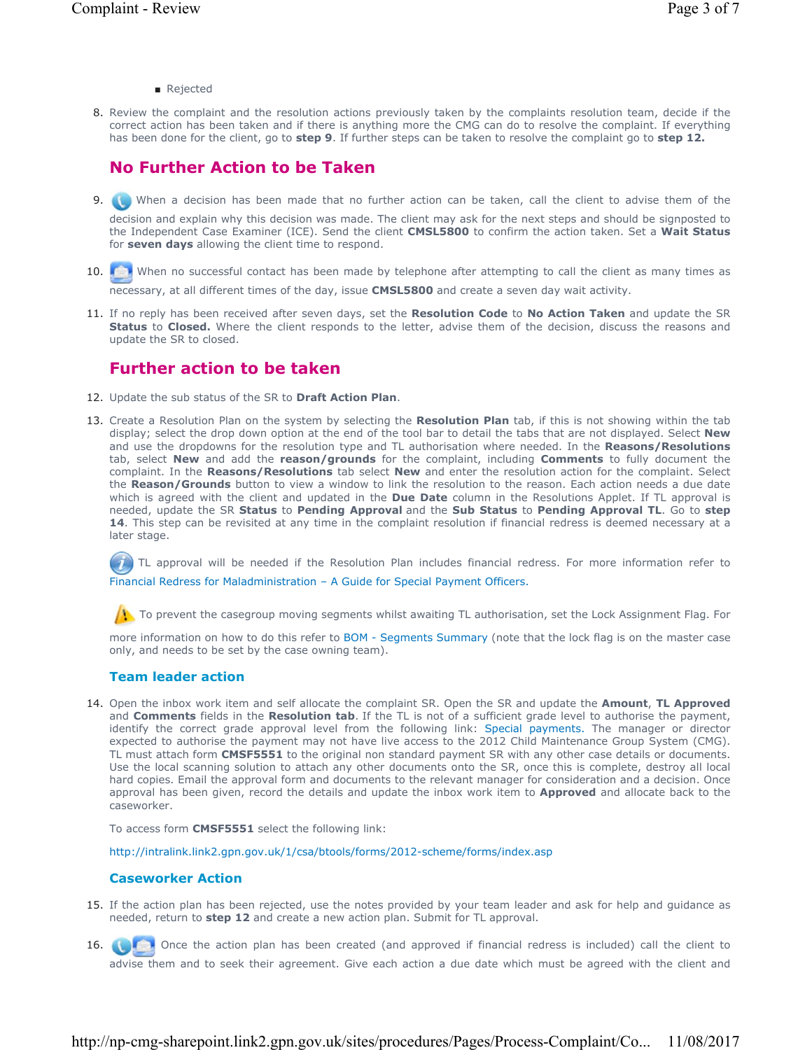- Rejected

8. Review the complaint and the resolution actions previously taken by the complaints resolution team, decide if the correct action has been taken and if there is anything more the CMG can do to resolve the complaint. If everything has been done for the client, go to **step 9**. If further steps can be taken to resolve the complaint go to **step 12.**

## No Further Action to be Taken

9. When a decision has been made that no further action can be taken, call the client to advise them of the decision and explain why this decision was made. The client may ask for the next steps and should be signposted to the Independent Case Examiner (ICE). Send the client **CMSL5800** to confirm the action taken. Set a **Wait Status** for **seven days** allowing the client time to respond.

10. When no successful contact has been made by telephone after attempting to call the client as many times as necessary, at all different times of the day, issue **CMSL5800** and create a seven day wait activity.

11. If no reply has been received after seven days, set the **Resolution Code** to **No Action Taken** and update the SR **Status** to **Closed.** Where the client responds to the letter, advise them of the decision, discuss the reasons and update the SR to closed.

## Further action to be taken

12. Update the sub status of the SR to **Draft Action Plan**.

13. Create a Resolution Plan on the system by selecting the **Resolution Plan** tab, if this is not showing within the tab display; select the drop down option at the end of the tool bar to detail the tabs that are not displayed. Select **New** and use the dropdowns for the resolution type and TL authorisation where needed. In the **Reasons/Resolutions** tab, select **New** and add the **reason/grounds** for the complaint, including **Comments** to fully document the complaint. In the **Reasons/Resolutions** tab select **New** and enter the resolution action for the complaint. Select the **Reason/Grounds** button to view a window to link the resolution to the reason. Each action needs a due date which is agreed with the client and updated in the **Due Date** column in the Resolutions Applet. If TL approval is needed, update the SR **Status** to **Pending Approval** and the **Sub Status** to **Pending Approval TL**. Go to **step 14**. This step can be revisited at any time in the complaint resolution if financial redress is deemed necessary at a later stage.

   TL approval will be needed if the Resolution Plan includes financial redress. For more information refer to Financial Redress for Maladministration – A Guide for Special Payment Officers.

   To prevent the casegroup moving segments whilst awaiting TL authorisation, set the Lock Assignment Flag. For more information on how to do this refer to BOM - Segments Summary (note that the lock flag is on the master case only, and needs to be set by the case owning team).

### Team leader action

14. Open the inbox work item and self allocate the complaint SR. Open the SR and update the **Amount**, **TL Approved** and **Comments** fields in the **Resolution tab**. If the TL is not of a sufficient grade level to authorise the payment, identify the correct grade approval level from the following link: Special payments. The manager or director expected to authorise the payment may not have live access to the 2012 Child Maintenance Group System (CMG). TL must attach form **CMSF5551** to the original non standard payment SR with any other case details or documents. Use the local scanning solution to attach any other documents onto the SR, once this is complete, destroy all local hard copies. Email the approval form and documents to the relevant manager for consideration and a decision. Once approval has been given, record the details and update the inbox work item to **Approved** and allocate back to the caseworker.

   To access form **CMSF5551** select the following link:

   http://intralink.link2.gpn.gov.uk/1/csa/btools/forms/2012-scheme/forms/index.asp

### Caseworker Action

15. If the action plan has been rejected, use the notes provided by your team leader and ask for help and guidance as needed, return to **step 12** and create a new action plan. Submit for TL approval.

16. Once the action plan has been created (and approved if financial redress is included) call the client to advise them and to seek their agreement. Give each action a due date which must be agreed with the client and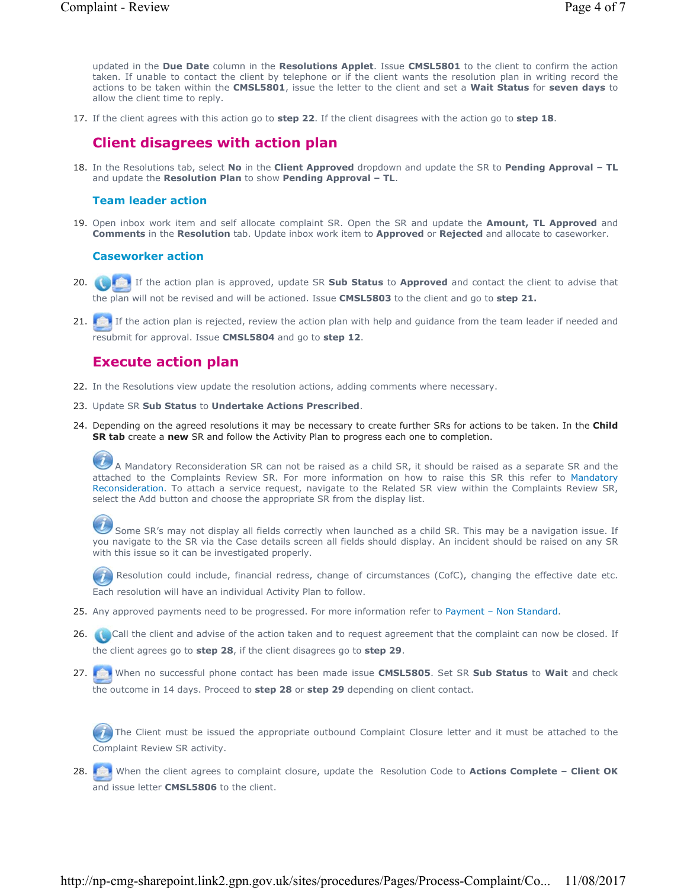updated in the **Due Date** column in the **Resolutions Applet**. Issue **CMSL5801** to the client to confirm the action taken. If unable to contact the client by telephone or if the client wants the resolution plan in writing record the actions to be taken within the **CMSL5801**, issue the letter to the client and set a **Wait Status** for **seven days** to allow the client time to reply.

17. If the client agrees with this action go to **step 22**. If the client disagrees with the action go to **step 18**.

## Client disagrees with action plan

18. In the Resolutions tab, select **No** in the **Client Approved** dropdown and update the SR to **Pending Approval – TL** and update the **Resolution Plan** to show **Pending Approval – TL**.

### Team leader action

19. Open inbox work item and self allocate complaint SR. Open the SR and update the **Amount, TL Approved** and **Comments** in the **Resolution** tab. Update inbox work item to **Approved** or **Rejected** and allocate to caseworker.

### Caseworker action

20. If the action plan is approved, update SR **Sub Status** to **Approved** and contact the client to advise that the plan will not be revised and will be actioned. Issue **CMSL5803** to the client and go to **step 21.**

21. If the action plan is rejected, review the action plan with help and guidance from the team leader if needed and resubmit for approval. Issue **CMSL5804** and go to **step 12**.

## Execute action plan

22. In the Resolutions view update the resolution actions, adding comments where necessary.

23. Update SR **Sub Status** to **Undertake Actions Prescribed**.

24. Depending on the agreed resolutions it may be necessary to create further SRs for actions to be taken. In the **Child SR tab** create a **new** SR and follow the Activity Plan to progress each one to completion.

    A Mandatory Reconsideration SR can not be raised as a child SR, it should be raised as a separate SR and the attached to the Complaints Review SR. For more information on how to raise this SR this refer to Mandatory Reconsideration. To attach a service request, navigate to the Related SR view within the Complaints Review SR, select the Add button and choose the appropriate SR from the display list.

    Some SR's may not display all fields correctly when launched as a child SR. This may be a navigation issue. If you navigate to the SR via the Case details screen all fields should display. An incident should be raised on any SR with this issue so it can be investigated properly.

    Resolution could include, financial redress, change of circumstances (CofC), changing the effective date etc. Each resolution will have an individual Activity Plan to follow.

25. Any approved payments need to be progressed. For more information refer to Payment – Non Standard.

26. Call the client and advise of the action taken and to request agreement that the complaint can now be closed. If the client agrees go to **step 28**, if the client disagrees go to **step 29**.

27. When no successful phone contact has been made issue **CMSL5805**. Set SR **Sub Status** to **Wait** and check the outcome in 14 days. Proceed to **step 28** or **step 29** depending on client contact.

    The Client must be issued the appropriate outbound Complaint Closure letter and it must be attached to the Complaint Review SR activity.

28. When the client agrees to complaint closure, update the Resolution Code to **Actions Complete – Client OK** and issue letter **CMSL5806** to the client.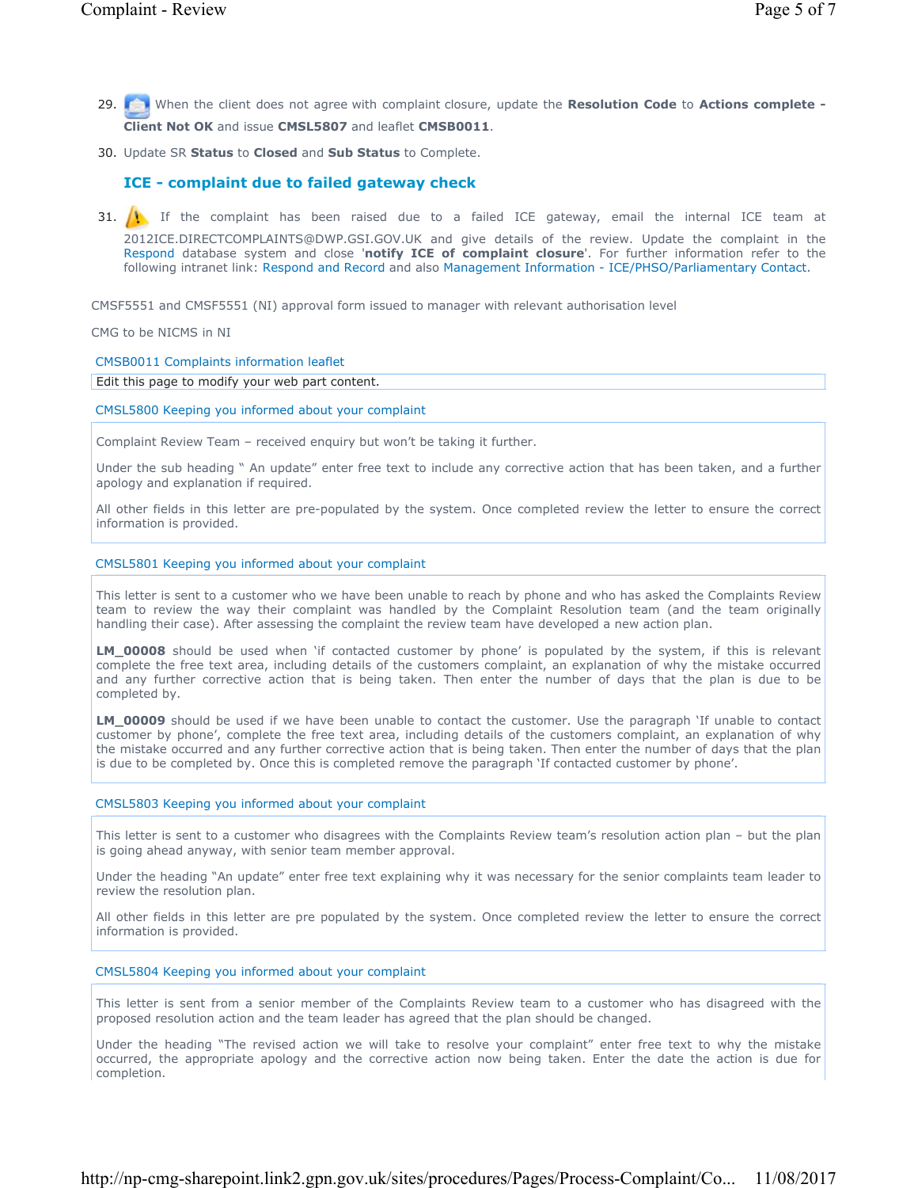29. When the client does not agree with complaint closure, update the **Resolution Code** to **Actions complete - Client Not OK** and issue **CMSL5807** and leaflet **CMSB0011**.

30. Update SR **Status** to **Closed** and **Sub Status** to Complete.

### ICE - complaint due to failed gateway check

31. If the complaint has been raised due to a failed ICE gateway, email the internal ICE team at 2012ICE.DIRECTCOMPLAINTS@DWP.GSI.GOV.UK and give details of the review. Update the complaint in the Respond database system and close '**notify ICE of complaint closure**'. For further information refer to the following intranet link: Respond and Record and also Management Information - ICE/PHSO/Parliamentary Contact.

CMSF5551 and CMSF5551 (NI) approval form issued to manager with relevant authorisation level

CMG to be NICMS in NI

CMSB0011 Complaints information leaflet

Edit this page to modify your web part content.

CMSL5800 Keeping you informed about your complaint

Complaint Review Team – received enquiry but won't be taking it further.

Under the sub heading " An update" enter free text to include any corrective action that has been taken, and a further apology and explanation if required.

All other fields in this letter are pre-populated by the system. Once completed review the letter to ensure the correct information is provided.

CMSL5801 Keeping you informed about your complaint

This letter is sent to a customer who we have been unable to reach by phone and who has asked the Complaints Review team to review the way their complaint was handled by the Complaint Resolution team (and the team originally handling their case). After assessing the complaint the review team have developed a new action plan.

**LM_00008** should be used when 'if contacted customer by phone' is populated by the system, if this is relevant complete the free text area, including details of the customers complaint, an explanation of why the mistake occurred and any further corrective action that is being taken. Then enter the number of days that the plan is due to be completed by.

**LM_00009** should be used if we have been unable to contact the customer. Use the paragraph 'If unable to contact customer by phone', complete the free text area, including details of the customers complaint, an explanation of why the mistake occurred and any further corrective action that is being taken. Then enter the number of days that the plan is due to be completed by. Once this is completed remove the paragraph 'If contacted customer by phone'.

CMSL5803 Keeping you informed about your complaint

This letter is sent to a customer who disagrees with the Complaints Review team's resolution action plan – but the plan is going ahead anyway, with senior team member approval.

Under the heading "An update" enter free text explaining why it was necessary for the senior complaints team leader to review the resolution plan.

All other fields in this letter are pre populated by the system. Once completed review the letter to ensure the correct information is provided.

CMSL5804 Keeping you informed about your complaint

This letter is sent from a senior member of the Complaints Review team to a customer who has disagreed with the proposed resolution action and the team leader has agreed that the plan should be changed.

Under the heading "The revised action we will take to resolve your complaint" enter free text to why the mistake occurred, the appropriate apology and the corrective action now being taken. Enter the date the action is due for completion.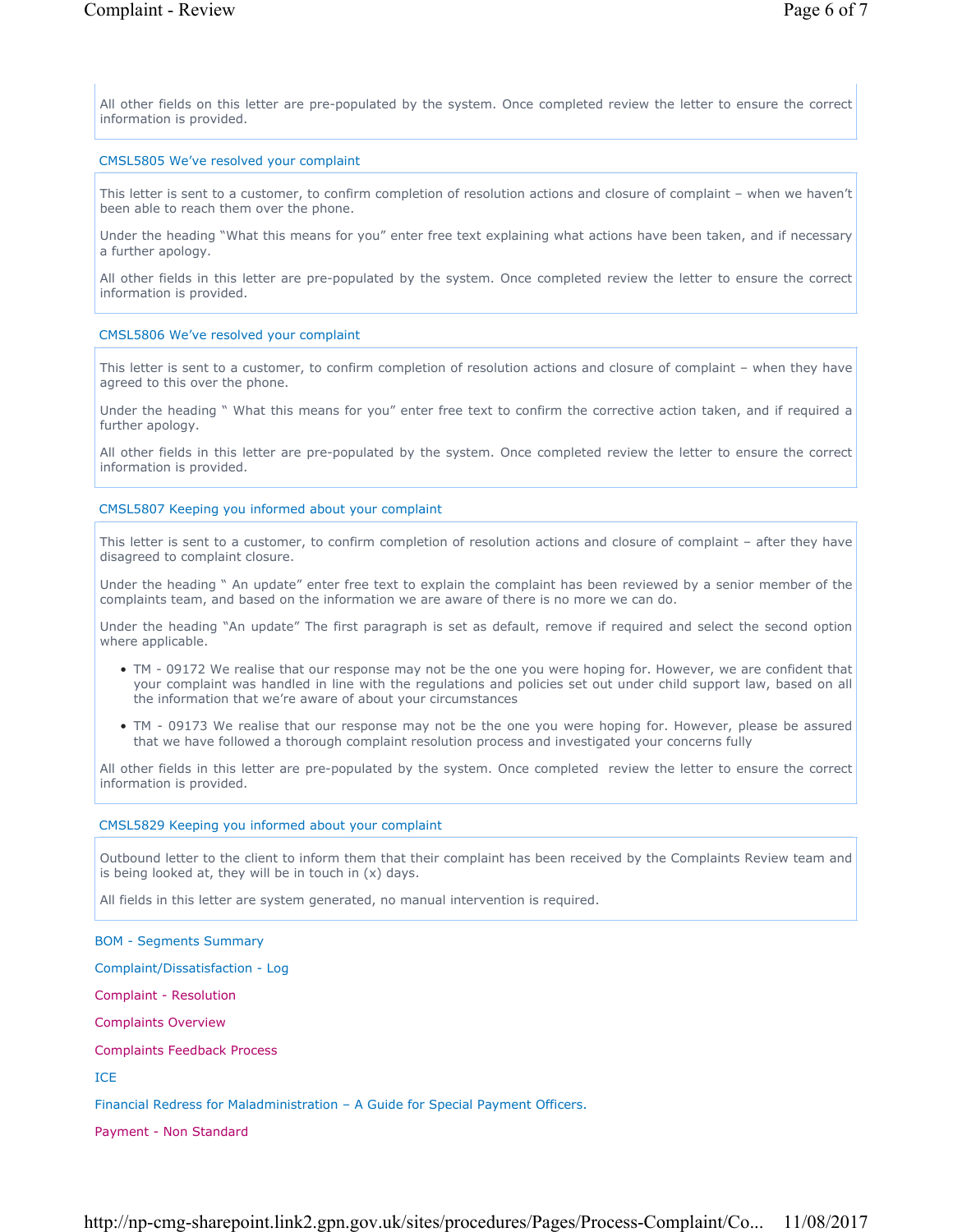All other fields on this letter are pre-populated by the system. Once completed review the letter to ensure the correct information is provided.

### CMSL5805 We've resolved your complaint

This letter is sent to a customer, to confirm completion of resolution actions and closure of complaint – when we haven't been able to reach them over the phone.

Under the heading "What this means for you" enter free text explaining what actions have been taken, and if necessary a further apology.

All other fields in this letter are pre-populated by the system. Once completed review the letter to ensure the correct information is provided.

### CMSL5806 We've resolved your complaint

This letter is sent to a customer, to confirm completion of resolution actions and closure of complaint – when they have agreed to this over the phone.

Under the heading " What this means for you" enter free text to confirm the corrective action taken, and if required a further apology.

All other fields in this letter are pre-populated by the system. Once completed review the letter to ensure the correct information is provided.

### CMSL5807 Keeping you informed about your complaint

This letter is sent to a customer, to confirm completion of resolution actions and closure of complaint – after they have disagreed to complaint closure.

Under the heading " An update" enter free text to explain the complaint has been reviewed by a senior member of the complaints team, and based on the information we are aware of there is no more we can do.

Under the heading "An update" The first paragraph is set as default, remove if required and select the second option where applicable.

- TM - 09172 We realise that our response may not be the one you were hoping for. However, we are confident that your complaint was handled in line with the regulations and policies set out under child support law, based on all the information that we're aware of about your circumstances
- TM - 09173 We realise that our response may not be the one you were hoping for. However, please be assured that we have followed a thorough complaint resolution process and investigated your concerns fully

All other fields in this letter are pre-populated by the system. Once completed review the letter to ensure the correct information is provided.

### CMSL5829 Keeping you informed about your complaint

Outbound letter to the client to inform them that their complaint has been received by the Complaints Review team and is being looked at, they will be in touch in (x) days.

All fields in this letter are system generated, no manual intervention is required.

BOM - Segments Summary

Complaint/Dissatisfaction - Log

Complaint - Resolution

Complaints Overview

Complaints Feedback Process

ICE

Financial Redress for Maladministration – A Guide for Special Payment Officers.

Payment - Non Standard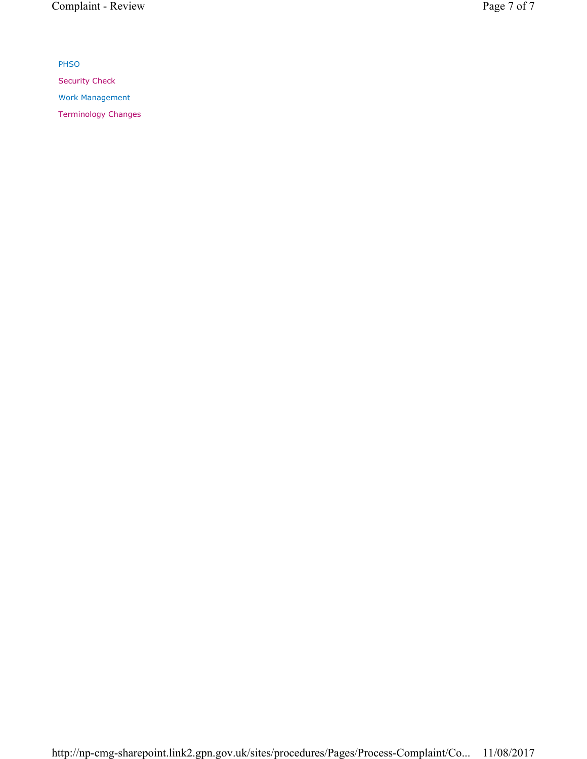PHSO

Security Check

Work Management

Terminology Changes